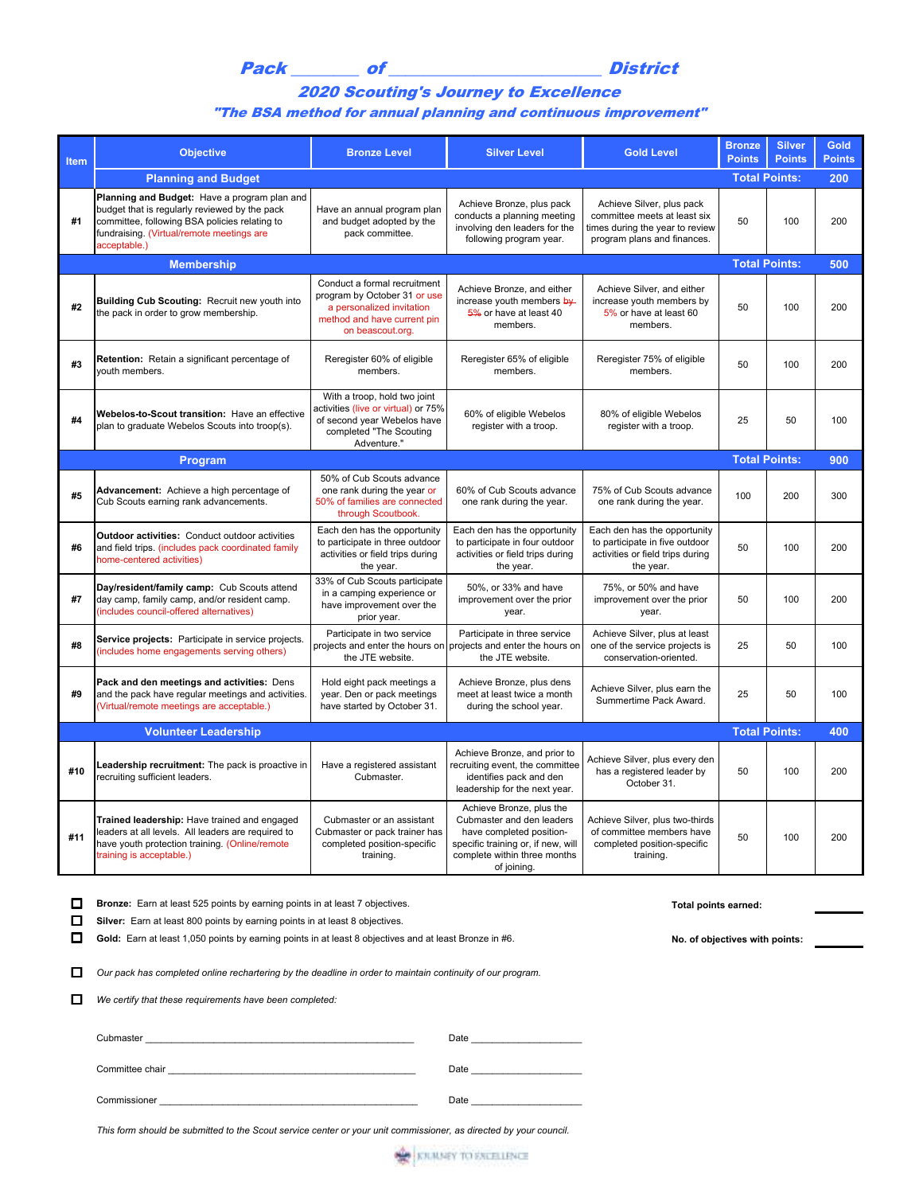# Pack _______ of ______________________ District

## 2020 Scouting's Journey to Excellence

### "The BSA method for annual planning and continuous improvement"

| Item | Objective | Bronze Level | Silver Level | Gold Level | Bronze Points | Silver Points | Gold Points |
|---|---|---|---|---|---|---|---|
| | **Planning and Budget** | | | | **Total Points:** | | **200** |
| #1 | **Planning and Budget:** Have a program plan and budget that is regularly reviewed by the pack committee, following BSA policies relating to fundraising. (Virtual/remote meetings are acceptable.) | Have an annual program plan and budget adopted by the pack committee. | Achieve Bronze, plus pack conducts a planning meeting involving den leaders for the following program year. | Achieve Silver, plus pack committee meets at least six times during the year to review program plans and finances. | 50 | 100 | 200 |
| | **Membership** | | | | **Total Points:** | | **500** |
| #2 | **Building Cub Scouting:** Recruit new youth into the pack in order to grow membership. | Conduct a formal recruitment program by October 31 or use a personalized invitation method and have current pin on beascout.org. | Achieve Bronze, and either increase youth members ~~by~~ 5% or have at least 40 members. | Achieve Silver, and either increase youth members by 5% or have at least 60 members. | 50 | 100 | 200 |
| #3 | **Retention:** Retain a significant percentage of youth members. | Reregister 60% of eligible members. | Reregister 65% of eligible members. | Reregister 75% of eligible members. | 50 | 100 | 200 |
| #4 | **Webelos-to-Scout transition:** Have an effective plan to graduate Webelos Scouts into troop(s). | With a troop, hold two joint activities (live or virtual) or 75% of second year Webelos have completed "The Scouting Adventure." | 60% of eligible Webelos register with a troop. | 80% of eligible Webelos register with a troop. | 25 | 50 | 100 |
| | **Program** | | | | **Total Points:** | | **900** |
| #5 | **Advancement:** Achieve a high percentage of Cub Scouts earning rank advancements. | 50% of Cub Scouts advance one rank during the year or 50% of families are connected through Scoutbook. | 60% of Cub Scouts advance one rank during the year. | 75% of Cub Scouts advance one rank during the year. | 100 | 200 | 300 |
| #6 | **Outdoor activities:** Conduct outdoor activities and field trips. (includes pack coordinated family home-centered activities) | Each den has the opportunity to participate in three outdoor activities or field trips during the year. | Each den has the opportunity to participate in four outdoor activities or field trips during the year. | Each den has the opportunity to participate in five outdoor activities or field trips during the year. | 50 | 100 | 200 |
| #7 | **Day/resident/family camp:** Cub Scouts attend day camp, family camp, and/or resident camp. (includes council-offered alternatives) | 33% of Cub Scouts participate in a camping experience or have improvement over the prior year. | 50%, or 33% and have improvement over the prior year. | 75%, or 50% and have improvement over the prior year. | 50 | 100 | 200 |
| #8 | **Service projects:** Participate in service projects. (includes home engagements serving others) | Participate in two service projects and enter the hours on the JTE website. | Participate in three service projects and enter the hours on the JTE website. | Achieve Silver, plus at least one of the service projects is conservation-oriented. | 25 | 50 | 100 |
| #9 | **Pack and den meetings and activities:** Dens and the pack have regular meetings and activities. (Virtual/remote meetings are acceptable.) | Hold eight pack meetings a year. Den or pack meetings have started by October 31. | Achieve Bronze, plus dens meet at least twice a month during the school year. | Achieve Silver, plus earn the Summertime Pack Award. | 25 | 50 | 100 |
| | **Volunteer Leadership** | | | | **Total Points:** | | **400** |
| #10 | **Leadership recruitment:** The pack is proactive in recruiting sufficient leaders. | Have a registered assistant Cubmaster. | Achieve Bronze, and prior to recruiting event, the committee identifies pack and den leadership for the next year. | Achieve Silver, plus every den has a registered leader by October 31. | 50 | 100 | 200 |
| #11 | **Trained leadership:** Have trained and engaged leaders at all levels. All leaders are required to have youth protection training. (Online/remote training is acceptable.) | Cubmaster or an assistant Cubmaster or pack trainer has completed position-specific training. | Achieve Bronze, plus the Cubmaster and den leaders have completed position-specific training or, if new, will complete within three months of joining. | Achieve Silver, plus two-thirds of committee members have completed position-specific training. | 50 | 100 | 200 |

☐ **Bronze:** Earn at least 525 points by earning points in at least 7 objectives.

☐ **Silver:** Earn at least 800 points by earning points in at least 8 objectives.

☐ **Gold:** Earn at least 1,050 points by earning points in at least 8 objectives and at least Bronze in #6.

**Total points earned:** ________

**No. of objectives with points:** ________

☐ *Our pack has completed online rechartering by the deadline in order to maintain continuity of our program.*

☐ *We certify that these requirements have been completed:*

Cubmaster ______________________________________________ Date ____________________

Committee chair __________________________________________ Date ____________________

Commissioner ____________________________________________ Date ____________________

*This form should be submitted to the Scout service center or your unit commissioner, as directed by your council.*

JOURNEY TO EXCELLENCE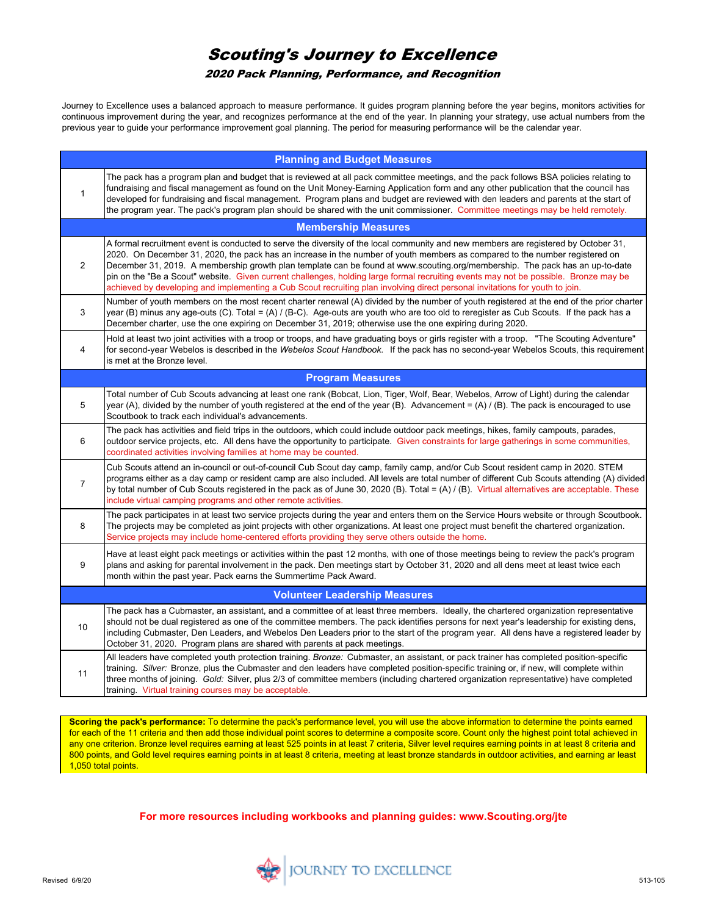# *Scouting's Journey to Excellence*

## *2020 Pack Planning, Performance, and Recognition*

Journey to Excellence uses a balanced approach to measure performance. It guides program planning before the year begins, monitors activities for continuous improvement during the year, and recognizes performance at the end of the year. In planning your strategy, use actual numbers from the previous year to guide your performance improvement goal planning. The period for measuring performance will be the calendar year.

| | |
|---|---|
| | **Planning and Budget Measures** |
| 1 | The pack has a program plan and budget that is reviewed at all pack committee meetings, and the pack follows BSA policies relating to fundraising and fiscal management as found on the Unit Money-Earning Application form and any other publication that the council has developed for fundraising and fiscal management. Program plans and budget are reviewed with den leaders and parents at the start of the program year. The pack's program plan should be shared with the unit commissioner. Committee meetings may be held remotely. |
| | **Membership Measures** |
| 2 | A formal recruitment event is conducted to serve the diversity of the local community and new members are registered by October 31, 2020. On December 31, 2020, the pack has an increase in the number of youth members as compared to the number registered on December 31, 2019. A membership growth plan template can be found at www.scouting.org/membership. The pack has an up-to-date pin on the "Be a Scout" website. Given current challenges, holding large formal recruiting events may not be possible. Bronze may be achieved by developing and implementing a Cub Scout recruiting plan involving direct personal invitations for youth to join. |
| 3 | Number of youth members on the most recent charter renewal (A) divided by the number of youth registered at the end of the prior charter year (B) minus any age-outs (C). Total = (A) / (B-C). Age-outs are youth who are too old to reregister as Cub Scouts. If the pack has a December charter, use the one expiring on December 31, 2019; otherwise use the one expiring during 2020. |
| 4 | Hold at least two joint activities with a troop or troops, and have graduating boys or girls register with a troop. "The Scouting Adventure" for second-year Webelos is described in the *Webelos Scout Handbook.* If the pack has no second-year Webelos Scouts, this requirement is met at the Bronze level. |
| | **Program Measures** |
| 5 | Total number of Cub Scouts advancing at least one rank (Bobcat, Lion, Tiger, Wolf, Bear, Webelos, Arrow of Light) during the calendar year (A), divided by the number of youth registered at the end of the year (B). Advancement = (A) / (B). The pack is encouraged to use Scoutbook to track each individual's advancements. |
| 6 | The pack has activities and field trips in the outdoors, which could include outdoor pack meetings, hikes, family campouts, parades, outdoor service projects, etc. All dens have the opportunity to participate. Given constraints for large gatherings in some communities, coordinated activities involving families at home may be counted. |
| 7 | Cub Scouts attend an in-council or out-of-council Cub Scout day camp, family camp, and/or Cub Scout resident camp in 2020. STEM programs either as a day camp or resident camp are also included. All levels are total number of different Cub Scouts attending (A) divided by total number of Cub Scouts registered in the pack as of June 30, 2020 (B). Total = (A) / (B). Virtual alternatives are acceptable. These include virtual camping programs and other remote activities. |
| 8 | The pack participates in at least two service projects during the year and enters them on the Service Hours website or through Scoutbook. The projects may be completed as joint projects with other organizations. At least one project must benefit the chartered organization. Service projects may include home-centered efforts providing they serve others outside the home. |
| 9 | Have at least eight pack meetings or activities within the past 12 months, with one of those meetings being to review the pack's program plans and asking for parental involvement in the pack. Den meetings start by October 31, 2020 and all dens meet at least twice each month within the past year. Pack earns the Summertime Pack Award. |
| | **Volunteer Leadership Measures** |
| 10 | The pack has a Cubmaster, an assistant, and a committee of at least three members. Ideally, the chartered organization representative should not be dual registered as one of the committee members. The pack identifies persons for next year's leadership for existing dens, including Cubmaster, Den Leaders, and Webelos Den Leaders prior to the start of the program year. All dens have a registered leader by October 31, 2020. Program plans are shared with parents at pack meetings. |
| 11 | All leaders have completed youth protection training. *Bronze:* Cubmaster, an assistant, or pack trainer has completed position-specific training. *Silver:* Bronze, plus the Cubmaster and den leaders have completed position-specific training or, if new, will complete within three months of joining. *Gold:* Silver, plus 2/3 of committee members (including chartered organization representative) have completed training. Virtual training courses may be acceptable. |

**Scoring the pack's performance:** To determine the pack's performance level, you will use the above information to determine the points earned for each of the 11 criteria and then add those individual point scores to determine a composite score. Count only the highest point total achieved in any one criterion. Bronze level requires earning at least 525 points in at least 7 criteria, Silver level requires earning points in at least 8 criteria and 800 points, and Gold level requires earning points in at least 8 criteria, meeting at least bronze standards in outdoor activities, and earning ar least 1,050 total points.

**For more resources including workbooks and planning guides: www.Scouting.org/jte**

JOURNEY TO EXCELLENCE

Revised 6/9/20

513-105